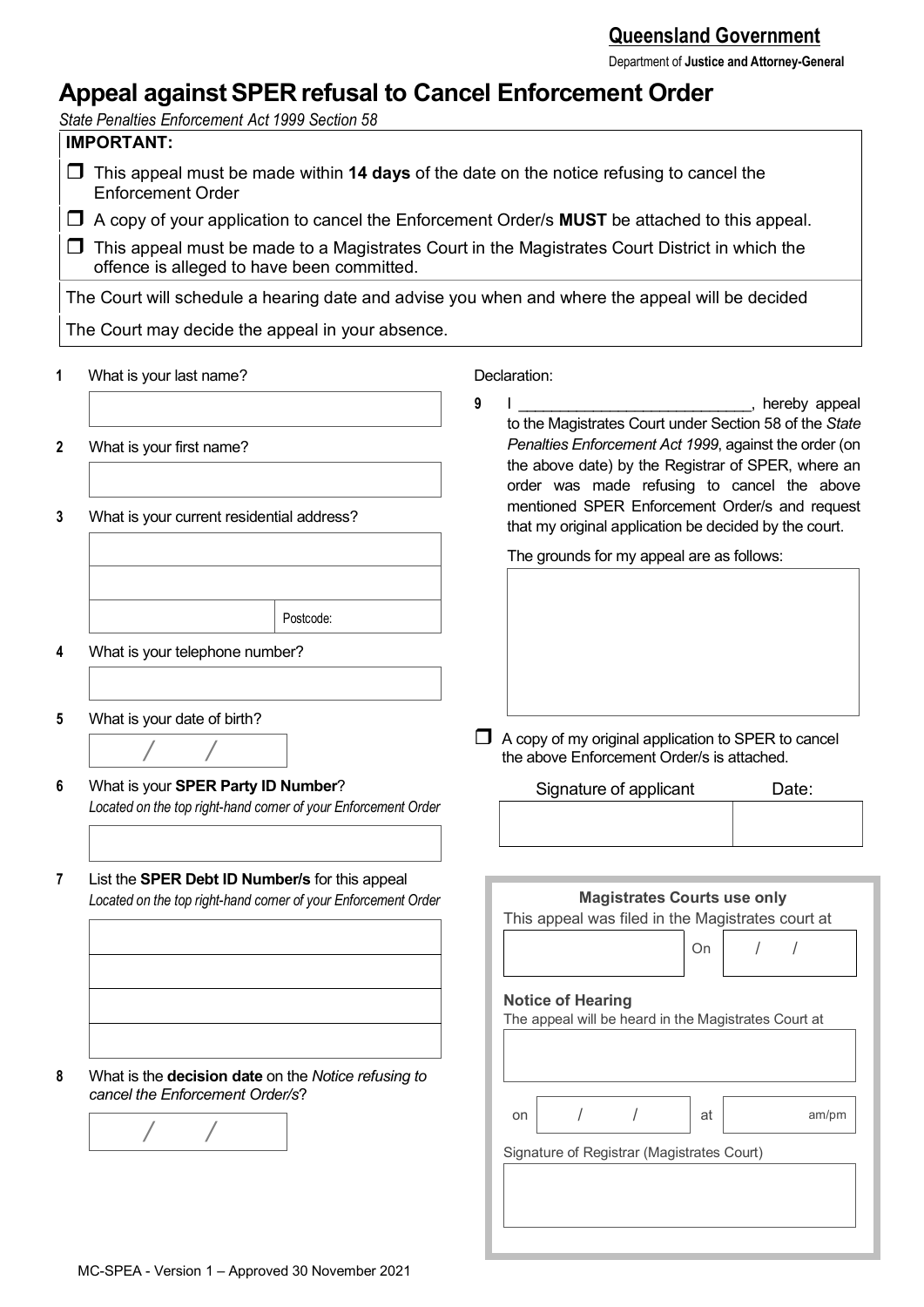**Queensland Government**

Department of **Justice and Attorney-General**

# Appeal against SPER refusal to Cancel Enforcement Order

*State Penalties Enforcement Act 1999 Section 58*

**IMPORTANT:**

- ☐ This appeal must be made within **14 days** of the date on the notice refusing to cancel the Enforcement Order
- ☐ A copy of your application to cancel the Enforcement Order/s **MUST** be attached to this appeal.
- ☐ This appeal must be made to a Magistrates Court in the Magistrates Court District in which the offence is alleged to have been committed.

The Court will schedule a hearing date and advise you when and where the appeal will be decided

The Court may decide the appeal in your absence.

**1** What is your last name?

\_\_\_\_\_\_\_\_\_\_\_\_\_\_\_\_\_\_\_\_\_\_\_\_\_\_\_\_

**2** What is your first name?

\_\_\_\_\_\_\_\_\_\_\_\_\_\_\_\_\_\_\_\_\_\_\_\_\_\_\_\_

**3** What is your current residential address?

\_\_\_\_\_\_\_\_\_\_\_\_\_\_\_\_\_\_\_\_\_\_\_\_\_\_\_\_

\_\_\_\_\_\_\_\_\_\_\_\_\_\_\_\_\_\_\_\_\_\_\_\_\_\_\_\_

\_\_\_\_\_\_\_\_\_\_\_\_\_\_\_\_ Postcode: \_\_\_\_\_\_\_\_

**4** What is your telephone number?

\_\_\_\_\_\_\_\_\_\_\_\_\_\_\_\_\_\_\_\_\_\_\_\_\_\_\_\_

**5** What is your date of birth?

/ /

**6** What is your **SPER Party ID Number**?
*Located on the top right-hand corner of your Enforcement Order*

\_\_\_\_\_\_\_\_\_\_\_\_\_\_\_\_\_\_\_\_\_\_\_\_\_\_\_\_

**7** List the **SPER Debt ID Number/s** for this appeal
*Located on the top right-hand corner of your Enforcement Order*

\_\_\_\_\_\_\_\_\_\_\_\_\_\_\_\_\_\_\_\_\_\_\_\_\_\_\_\_

\_\_\_\_\_\_\_\_\_\_\_\_\_\_\_\_\_\_\_\_\_\_\_\_\_\_\_\_

\_\_\_\_\_\_\_\_\_\_\_\_\_\_\_\_\_\_\_\_\_\_\_\_\_\_\_\_

\_\_\_\_\_\_\_\_\_\_\_\_\_\_\_\_\_\_\_\_\_\_\_\_\_\_\_\_

**8** What is the **decision date** on the *Notice refusing to cancel the Enforcement Order/s*?

/ /

Declaration:

**9** I \_\_\_\_\_\_\_\_\_\_\_\_\_\_\_\_\_\_\_\_\_\_\_\_\_\_\_\_, hereby appeal to the Magistrates Court under Section 58 of the *State Penalties Enforcement Act 1999*, against the order (on the above date) by the Registrar of SPER, where an order was made refusing to cancel the above mentioned SPER Enforcement Order/s and request that my original application be decided by the court.

The grounds for my appeal are as follows:

\_\_\_\_\_\_\_\_\_\_\_\_\_\_\_\_\_\_\_\_\_\_\_\_\_\_\_\_

☐ A copy of my original application to SPER to cancel the above Enforcement Order/s is attached.

| Signature of applicant | Date: |
|---|---|
| | |

**Magistrates Courts use only**

This appeal was filed in the Magistrates court at \_\_\_\_\_\_\_\_\_\_\_\_\_\_\_\_ On / /

**Notice of Hearing**

The appeal will be heard in the Magistrates Court at \_\_\_\_\_\_\_\_\_\_\_\_\_\_\_\_

on / / at \_\_\_\_\_\_\_\_ am/pm

Signature of Registrar (Magistrates Court)

\_\_\_\_\_\_\_\_\_\_\_\_\_\_\_\_\_\_\_\_\_\_\_\_\_\_\_\_

MC-SPEA - Version 1 – Approved 30 November 2021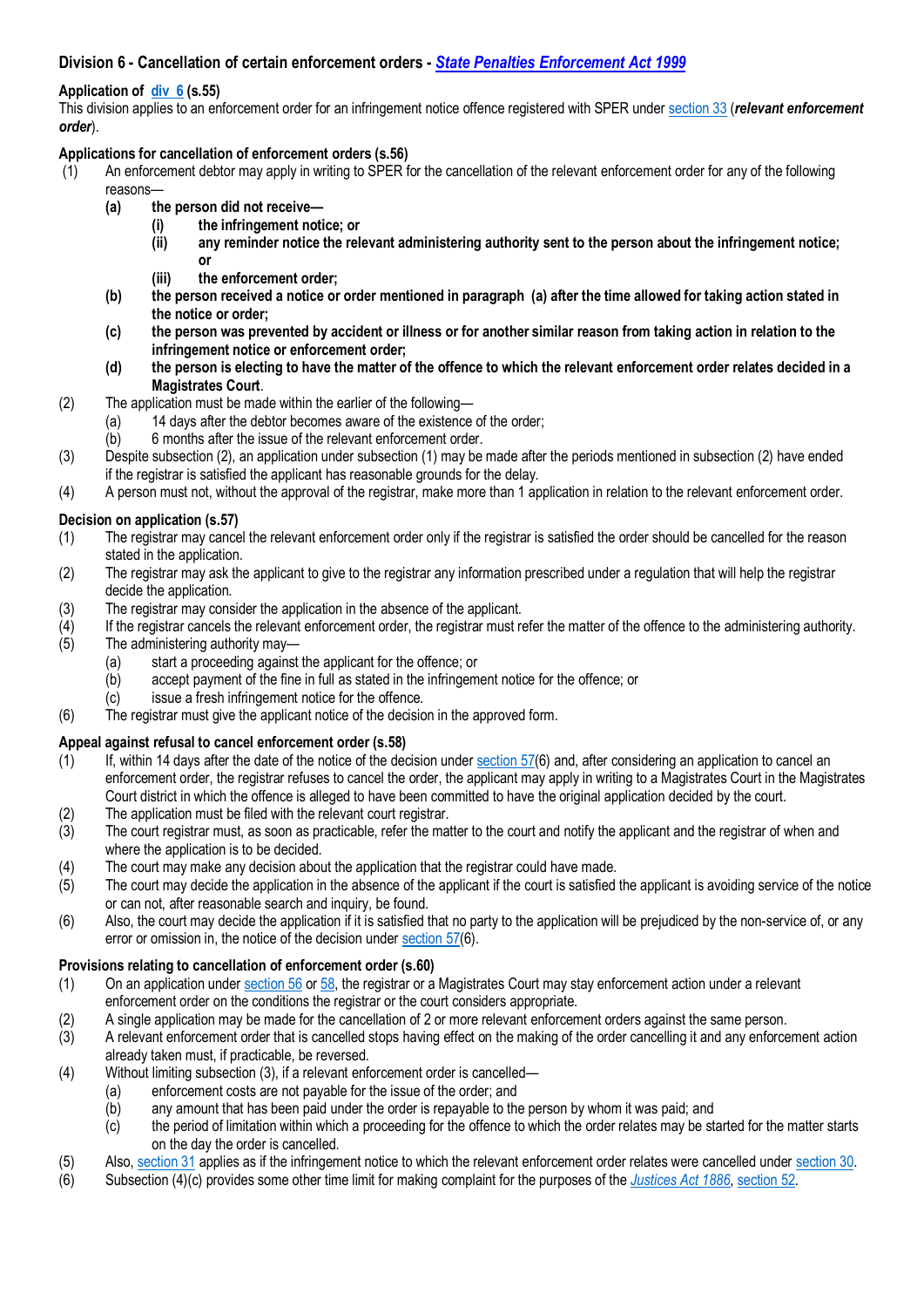## Division 6 - Cancellation of certain enforcement orders - *State Penalties Enforcement Act 1999*

**Application of div 6 (s.55)**

This division applies to an enforcement order for an infringement notice offence registered with SPER under section 33 (***relevant enforcement order***).

**Applications for cancellation of enforcement orders (s.56)**

(1) An enforcement debtor may apply in writing to SPER for the cancellation of the relevant enforcement order for any of the following reasons—

- **(a) the person did not receive—**
  - **(i) the infringement notice; or**
  - **(ii) any reminder notice the relevant administering authority sent to the person about the infringement notice; or**
  - **(iii) the enforcement order;**
- **(b) the person received a notice or order mentioned in paragraph (a) after the time allowed for taking action stated in the notice or order;**
- **(c) the person was prevented by accident or illness or for another similar reason from taking action in relation to the infringement notice or enforcement order;**
- **(d) the person is electing to have the matter of the offence to which the relevant enforcement order relates decided in a Magistrates Court**.

(2) The application must be made within the earlier of the following—
- (a) 14 days after the debtor becomes aware of the existence of the order;
- (b) 6 months after the issue of the relevant enforcement order.

(3) Despite subsection (2), an application under subsection (1) may be made after the periods mentioned in subsection (2) have ended if the registrar is satisfied the applicant has reasonable grounds for the delay.

(4) A person must not, without the approval of the registrar, make more than 1 application in relation to the relevant enforcement order.

**Decision on application (s.57)**

(1) The registrar may cancel the relevant enforcement order only if the registrar is satisfied the order should be cancelled for the reason stated in the application.

(2) The registrar may ask the applicant to give to the registrar any information prescribed under a regulation that will help the registrar decide the application.

(3) The registrar may consider the application in the absence of the applicant.

(4) If the registrar cancels the relevant enforcement order, the registrar must refer the matter of the offence to the administering authority.

(5) The administering authority may—
- (a) start a proceeding against the applicant for the offence; or
- (b) accept payment of the fine in full as stated in the infringement notice for the offence; or
- (c) issue a fresh infringement notice for the offence.

(6) The registrar must give the applicant notice of the decision in the approved form.

**Appeal against refusal to cancel enforcement order (s.58)**

(1) If, within 14 days after the date of the notice of the decision under section 57(6) and, after considering an application to cancel an enforcement order, the registrar refuses to cancel the order, the applicant may apply in writing to a Magistrates Court in the Magistrates Court district in which the offence is alleged to have been committed to have the original application decided by the court.

(2) The application must be filed with the relevant court registrar.

(3) The court registrar must, as soon as practicable, refer the matter to the court and notify the applicant and the registrar of when and where the application is to be decided.

(4) The court may make any decision about the application that the registrar could have made.

(5) The court may decide the application in the absence of the applicant if the court is satisfied the applicant is avoiding service of the notice or can not, after reasonable search and inquiry, be found.

(6) Also, the court may decide the application if it is satisfied that no party to the application will be prejudiced by the non-service of, or any error or omission in, the notice of the decision under section 57(6).

**Provisions relating to cancellation of enforcement order (s.60)**

(1) On an application under section 56 or 58, the registrar or a Magistrates Court may stay enforcement action under a relevant enforcement order on the conditions the registrar or the court considers appropriate.

(2) A single application may be made for the cancellation of 2 or more relevant enforcement orders against the same person.

(3) A relevant enforcement order that is cancelled stops having effect on the making of the order cancelling it and any enforcement action already taken must, if practicable, be reversed.

(4) Without limiting subsection (3), if a relevant enforcement order is cancelled—
- (a) enforcement costs are not payable for the issue of the order; and
- (b) any amount that has been paid under the order is repayable to the person by whom it was paid; and
- (c) the period of limitation within which a proceeding for the offence to which the order relates may be started for the matter starts on the day the order is cancelled.

(5) Also, section 31 applies as if the infringement notice to which the relevant enforcement order relates were cancelled under section 30.

(6) Subsection (4)(c) provides some other time limit for making complaint for the purposes of the *Justices Act 1886*, section 52.